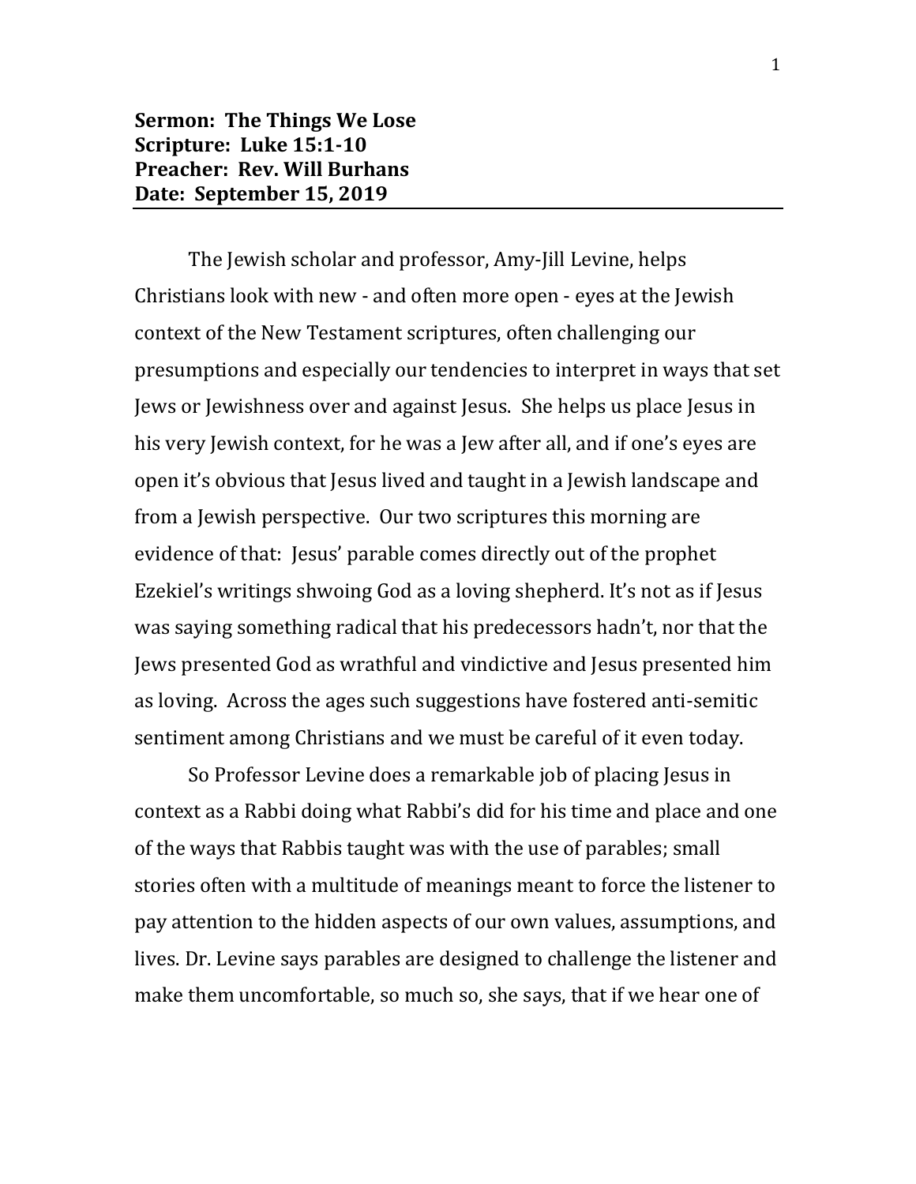**Sermon: The Things We Lose**
**Scripture: Luke 15:1-10**
**Preacher: Rev. Will Burhans**
**Date: September 15, 2019**

---

The Jewish scholar and professor, Amy-Jill Levine, helps Christians look with new - and often more open - eyes at the Jewish context of the New Testament scriptures, often challenging our presumptions and especially our tendencies to interpret in ways that set Jews or Jewishness over and against Jesus. She helps us place Jesus in his very Jewish context, for he was a Jew after all, and if one's eyes are open it's obvious that Jesus lived and taught in a Jewish landscape and from a Jewish perspective. Our two scriptures this morning are evidence of that: Jesus' parable comes directly out of the prophet Ezekiel's writings shwoing God as a loving shepherd. It's not as if Jesus was saying something radical that his predecessors hadn't, nor that the Jews presented God as wrathful and vindictive and Jesus presented him as loving. Across the ages such suggestions have fostered anti-semitic sentiment among Christians and we must be careful of it even today.

So Professor Levine does a remarkable job of placing Jesus in context as a Rabbi doing what Rabbi's did for his time and place and one of the ways that Rabbis taught was with the use of parables; small stories often with a multitude of meanings meant to force the listener to pay attention to the hidden aspects of our own values, assumptions, and lives. Dr. Levine says parables are designed to challenge the listener and make them uncomfortable, so much so, she says, that if we hear one of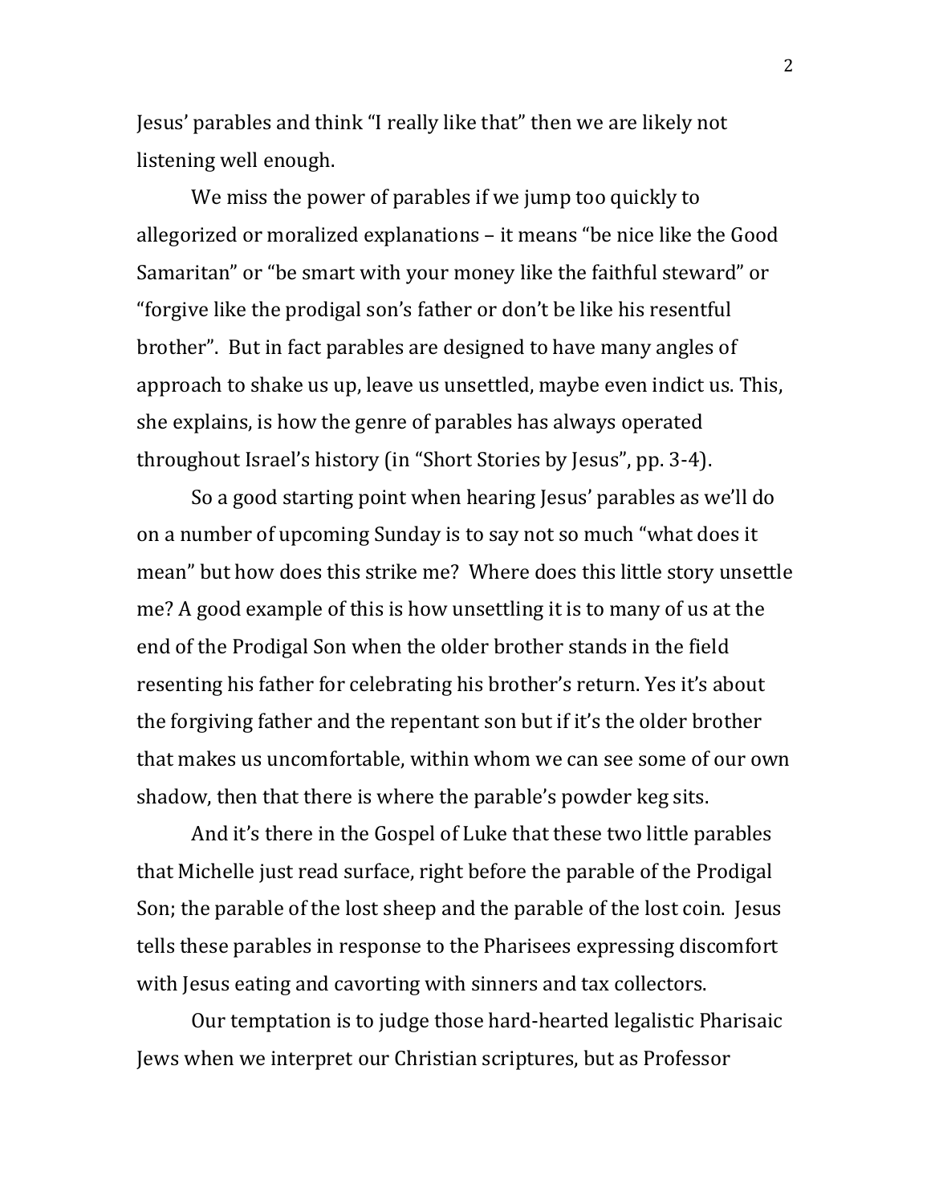Jesus' parables and think "I really like that" then we are likely not listening well enough.

We miss the power of parables if we jump too quickly to allegorized or moralized explanations – it means "be nice like the Good Samaritan" or "be smart with your money like the faithful steward" or "forgive like the prodigal son's father or don't be like his resentful brother". But in fact parables are designed to have many angles of approach to shake us up, leave us unsettled, maybe even indict us. This, she explains, is how the genre of parables has always operated throughout Israel's history (in "Short Stories by Jesus", pp. 3-4).

So a good starting point when hearing Jesus' parables as we'll do on a number of upcoming Sunday is to say not so much "what does it mean" but how does this strike me? Where does this little story unsettle me? A good example of this is how unsettling it is to many of us at the end of the Prodigal Son when the older brother stands in the field resenting his father for celebrating his brother's return. Yes it's about the forgiving father and the repentant son but if it's the older brother that makes us uncomfortable, within whom we can see some of our own shadow, then that there is where the parable's powder keg sits.

And it's there in the Gospel of Luke that these two little parables that Michelle just read surface, right before the parable of the Prodigal Son; the parable of the lost sheep and the parable of the lost coin. Jesus tells these parables in response to the Pharisees expressing discomfort with Jesus eating and cavorting with sinners and tax collectors.

Our temptation is to judge those hard-hearted legalistic Pharisaic Jews when we interpret our Christian scriptures, but as Professor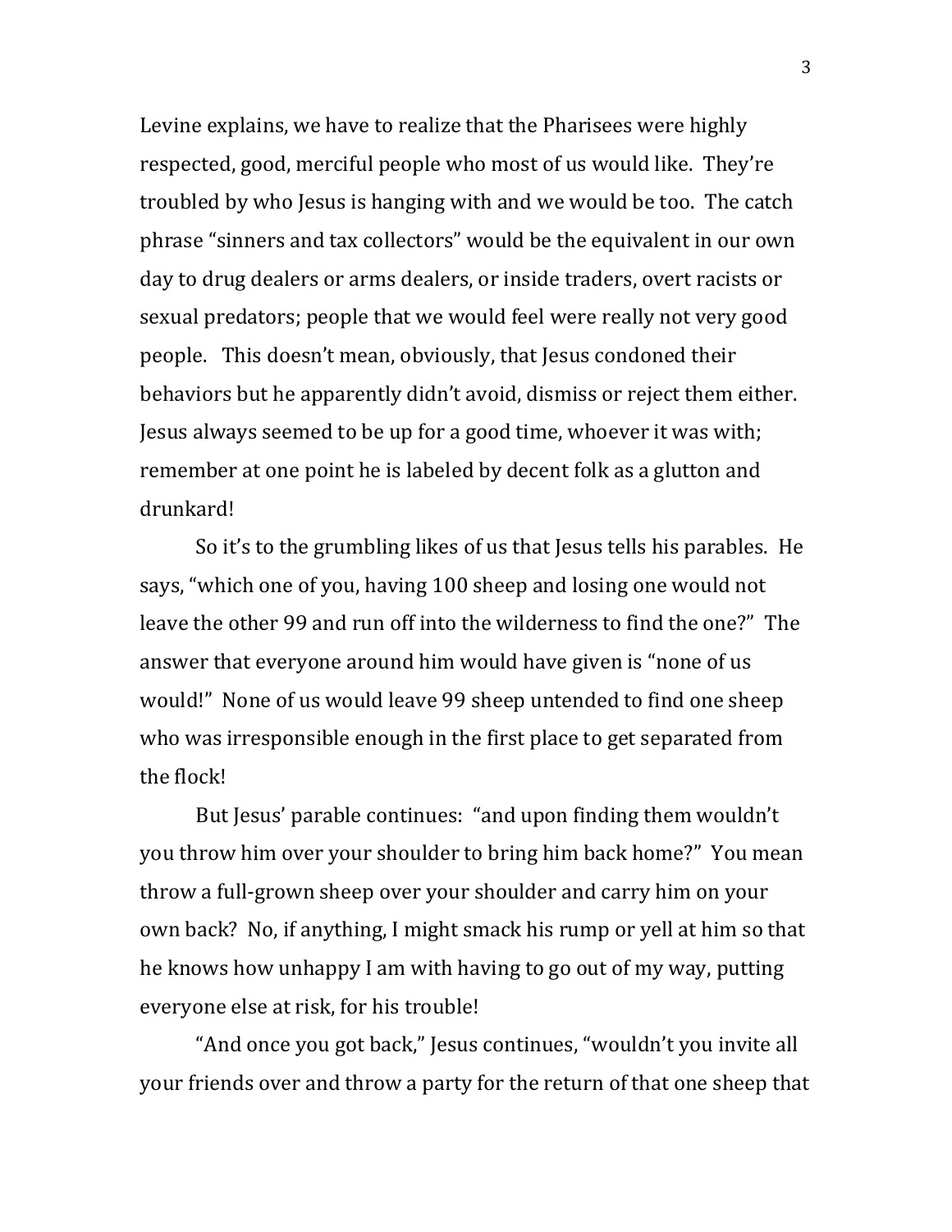Levine explains, we have to realize that the Pharisees were highly respected, good, merciful people who most of us would like. They're troubled by who Jesus is hanging with and we would be too. The catch phrase "sinners and tax collectors" would be the equivalent in our own day to drug dealers or arms dealers, or inside traders, overt racists or sexual predators; people that we would feel were really not very good people. This doesn't mean, obviously, that Jesus condoned their behaviors but he apparently didn't avoid, dismiss or reject them either. Jesus always seemed to be up for a good time, whoever it was with; remember at one point he is labeled by decent folk as a glutton and drunkard!

So it's to the grumbling likes of us that Jesus tells his parables. He says, "which one of you, having 100 sheep and losing one would not leave the other 99 and run off into the wilderness to find the one?" The answer that everyone around him would have given is "none of us would!" None of us would leave 99 sheep untended to find one sheep who was irresponsible enough in the first place to get separated from the flock!

But Jesus' parable continues: "and upon finding them wouldn't you throw him over your shoulder to bring him back home?" You mean throw a full-grown sheep over your shoulder and carry him on your own back? No, if anything, I might smack his rump or yell at him so that he knows how unhappy I am with having to go out of my way, putting everyone else at risk, for his trouble!

"And once you got back," Jesus continues, "wouldn't you invite all your friends over and throw a party for the return of that one sheep that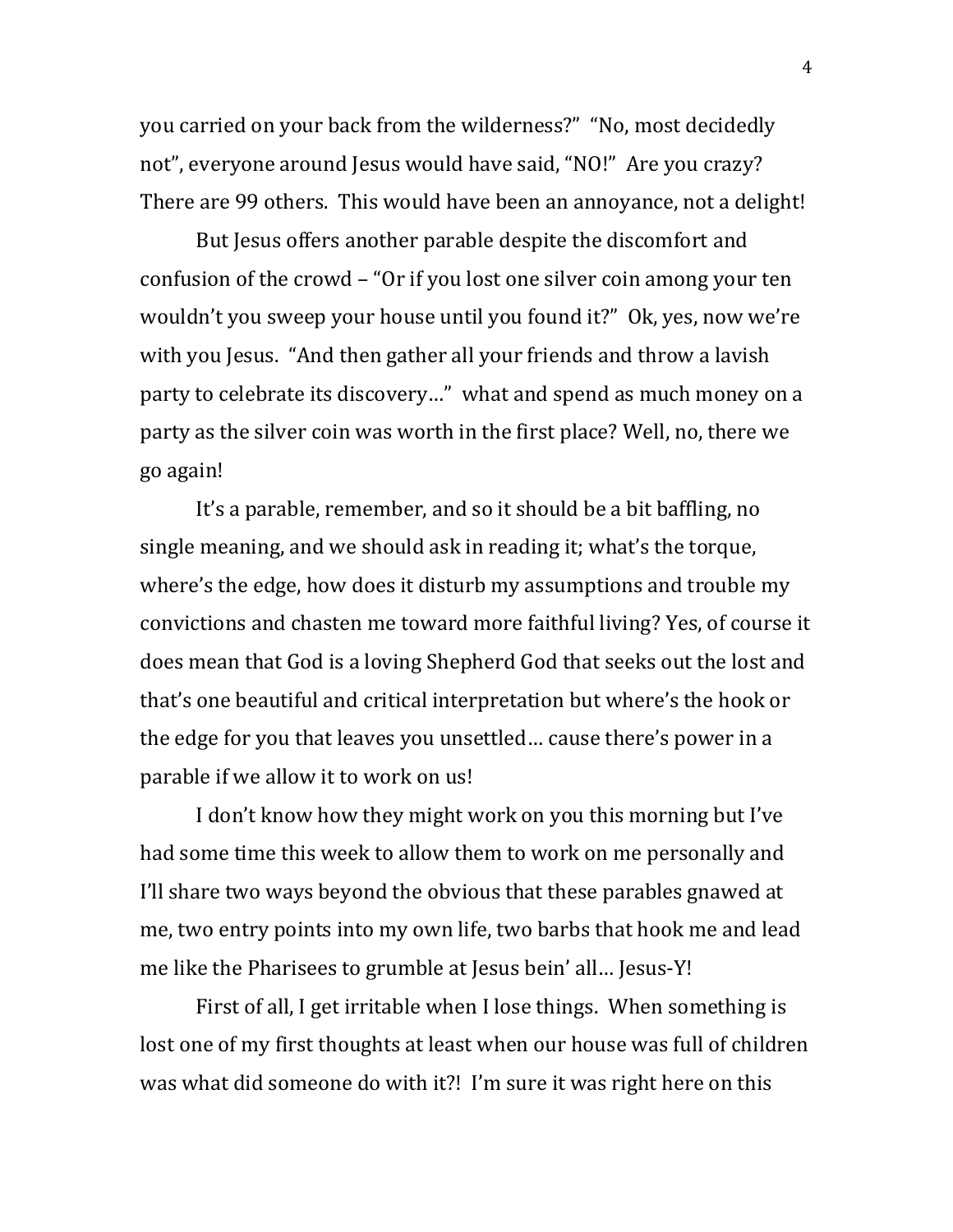you carried on your back from the wilderness?" "No, most decidedly not", everyone around Jesus would have said, "NO!" Are you crazy? There are 99 others. This would have been an annoyance, not a delight!

But Jesus offers another parable despite the discomfort and confusion of the crowd – "Or if you lost one silver coin among your ten wouldn't you sweep your house until you found it?" Ok, yes, now we're with you Jesus. "And then gather all your friends and throw a lavish party to celebrate its discovery…" what and spend as much money on a party as the silver coin was worth in the first place? Well, no, there we go again!

It's a parable, remember, and so it should be a bit baffling, no single meaning, and we should ask in reading it; what's the torque, where's the edge, how does it disturb my assumptions and trouble my convictions and chasten me toward more faithful living? Yes, of course it does mean that God is a loving Shepherd God that seeks out the lost and that's one beautiful and critical interpretation but where's the hook or the edge for you that leaves you unsettled… cause there's power in a parable if we allow it to work on us!

I don't know how they might work on you this morning but I've had some time this week to allow them to work on me personally and I'll share two ways beyond the obvious that these parables gnawed at me, two entry points into my own life, two barbs that hook me and lead me like the Pharisees to grumble at Jesus bein' all… Jesus-Y!

First of all, I get irritable when I lose things. When something is lost one of my first thoughts at least when our house was full of children was what did someone do with it?! I'm sure it was right here on this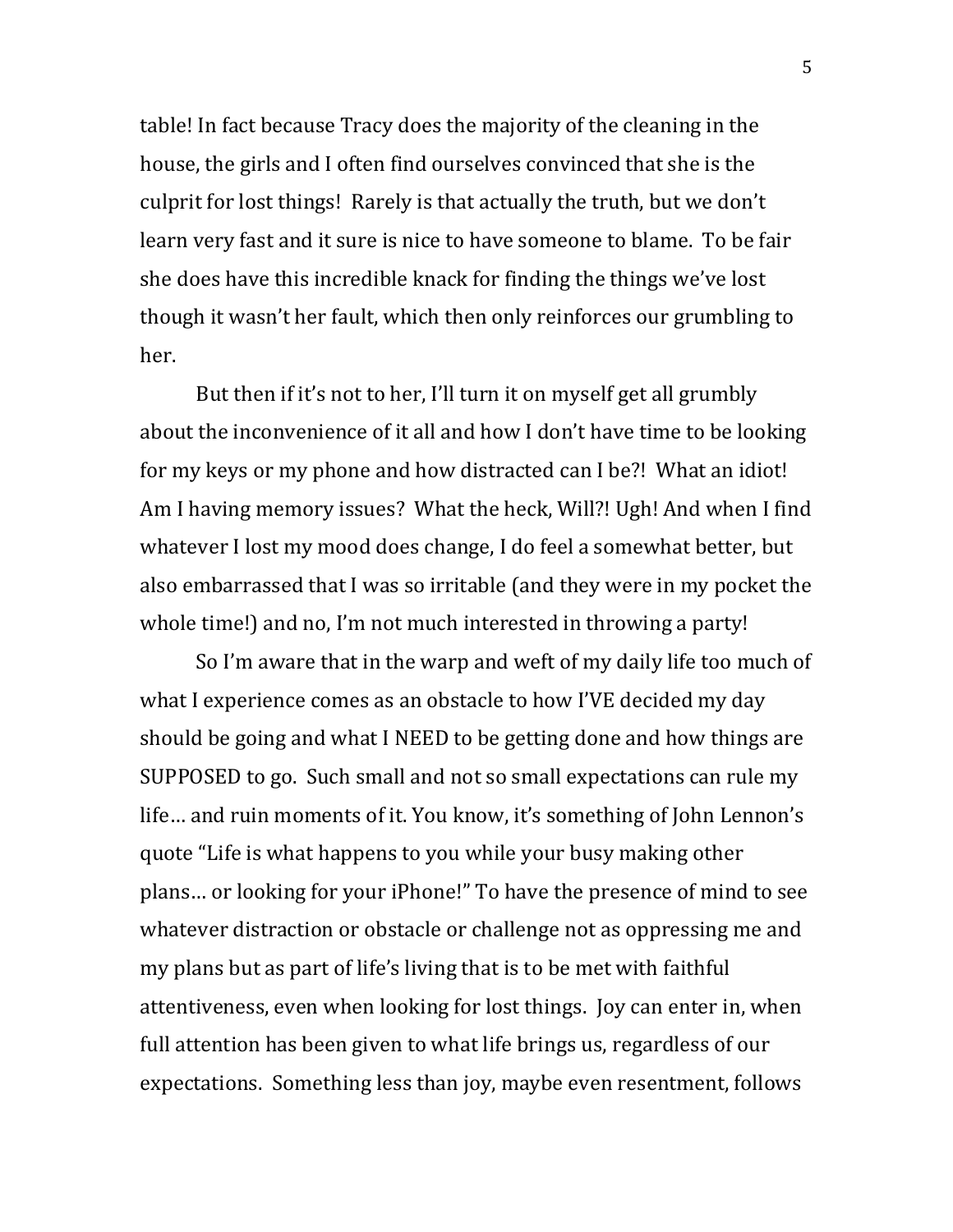table! In fact because Tracy does the majority of the cleaning in the house, the girls and I often find ourselves convinced that she is the culprit for lost things! Rarely is that actually the truth, but we don't learn very fast and it sure is nice to have someone to blame. To be fair she does have this incredible knack for finding the things we've lost though it wasn't her fault, which then only reinforces our grumbling to her.

But then if it's not to her, I'll turn it on myself get all grumbly about the inconvenience of it all and how I don't have time to be looking for my keys or my phone and how distracted can I be?! What an idiot! Am I having memory issues? What the heck, Will?! Ugh! And when I find whatever I lost my mood does change, I do feel a somewhat better, but also embarrassed that I was so irritable (and they were in my pocket the whole time!) and no, I'm not much interested in throwing a party!

So I'm aware that in the warp and weft of my daily life too much of what I experience comes as an obstacle to how I'VE decided my day should be going and what I NEED to be getting done and how things are SUPPOSED to go. Such small and not so small expectations can rule my life… and ruin moments of it. You know, it's something of John Lennon's quote "Life is what happens to you while your busy making other plans… or looking for your iPhone!" To have the presence of mind to see whatever distraction or obstacle or challenge not as oppressing me and my plans but as part of life's living that is to be met with faithful attentiveness, even when looking for lost things. Joy can enter in, when full attention has been given to what life brings us, regardless of our expectations. Something less than joy, maybe even resentment, follows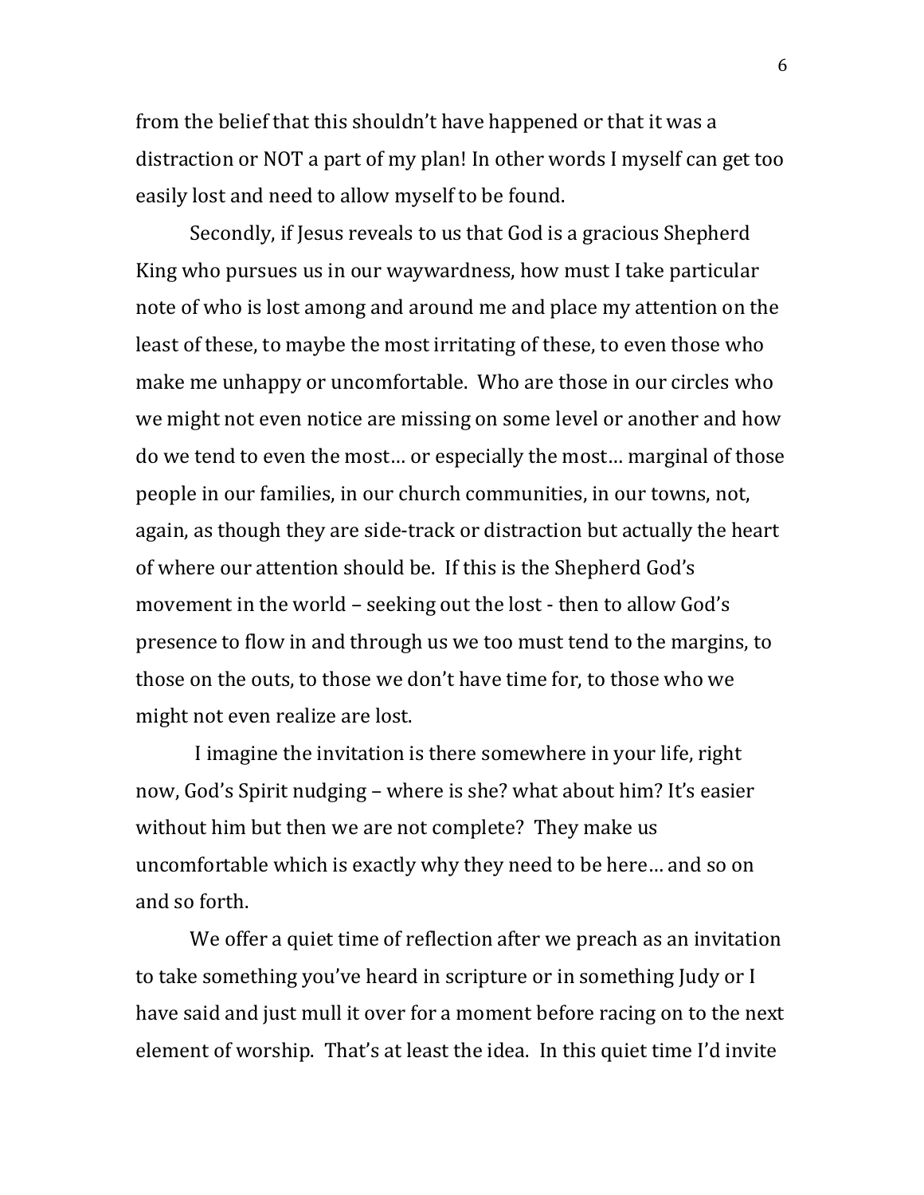from the belief that this shouldn't have happened or that it was a distraction or NOT a part of my plan! In other words I myself can get too easily lost and need to allow myself to be found.

Secondly, if Jesus reveals to us that God is a gracious Shepherd King who pursues us in our waywardness, how must I take particular note of who is lost among and around me and place my attention on the least of these, to maybe the most irritating of these, to even those who make me unhappy or uncomfortable. Who are those in our circles who we might not even notice are missing on some level or another and how do we tend to even the most… or especially the most… marginal of those people in our families, in our church communities, in our towns, not, again, as though they are side-track or distraction but actually the heart of where our attention should be. If this is the Shepherd God's movement in the world – seeking out the lost - then to allow God's presence to flow in and through us we too must tend to the margins, to those on the outs, to those we don't have time for, to those who we might not even realize are lost.

I imagine the invitation is there somewhere in your life, right now, God's Spirit nudging – where is she? what about him? It's easier without him but then we are not complete? They make us uncomfortable which is exactly why they need to be here… and so on and so forth.

We offer a quiet time of reflection after we preach as an invitation to take something you've heard in scripture or in something Judy or I have said and just mull it over for a moment before racing on to the next element of worship. That's at least the idea. In this quiet time I'd invite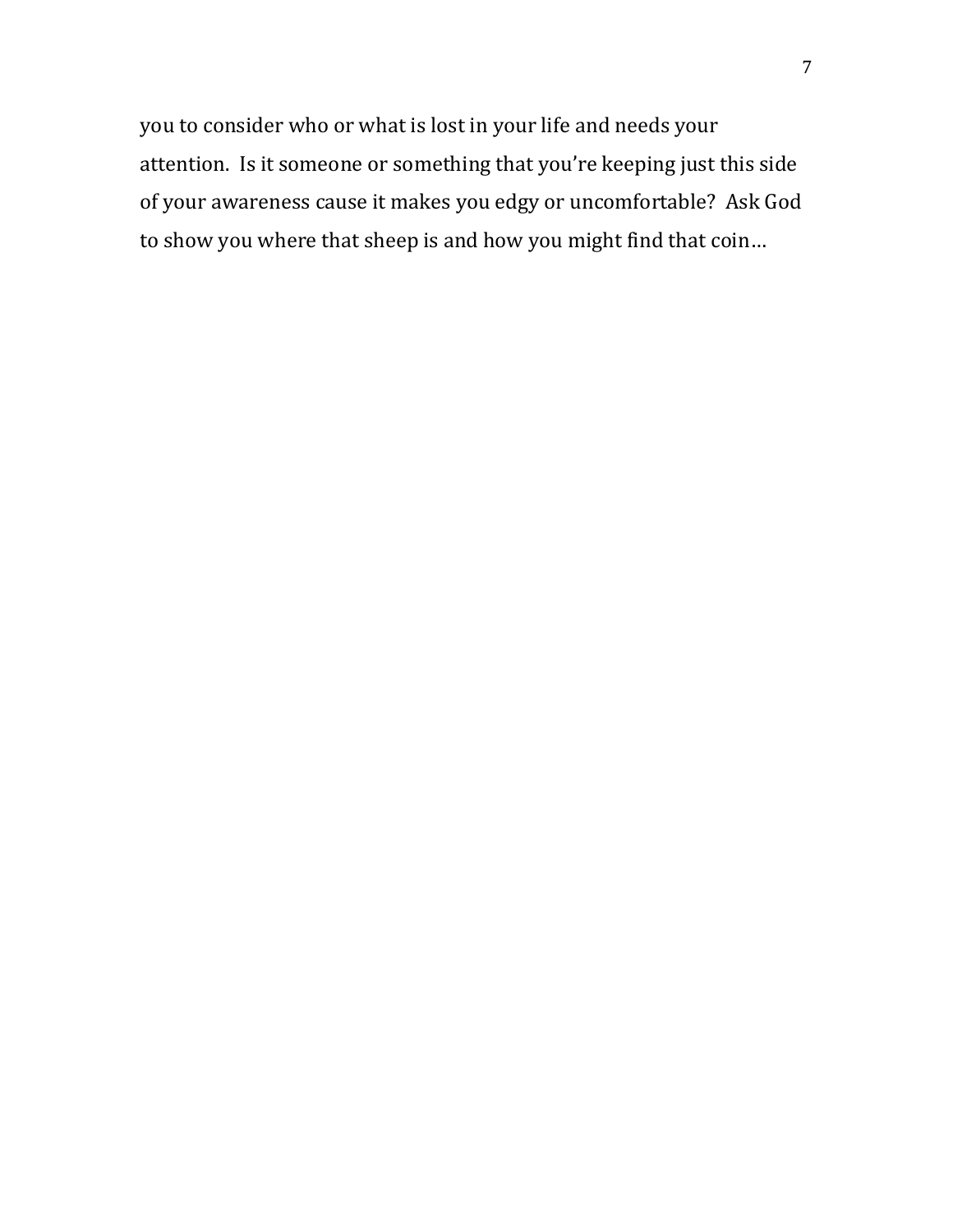you to consider who or what is lost in your life and needs your attention. Is it someone or something that you're keeping just this side of your awareness cause it makes you edgy or uncomfortable? Ask God to show you where that sheep is and how you might find that coin…